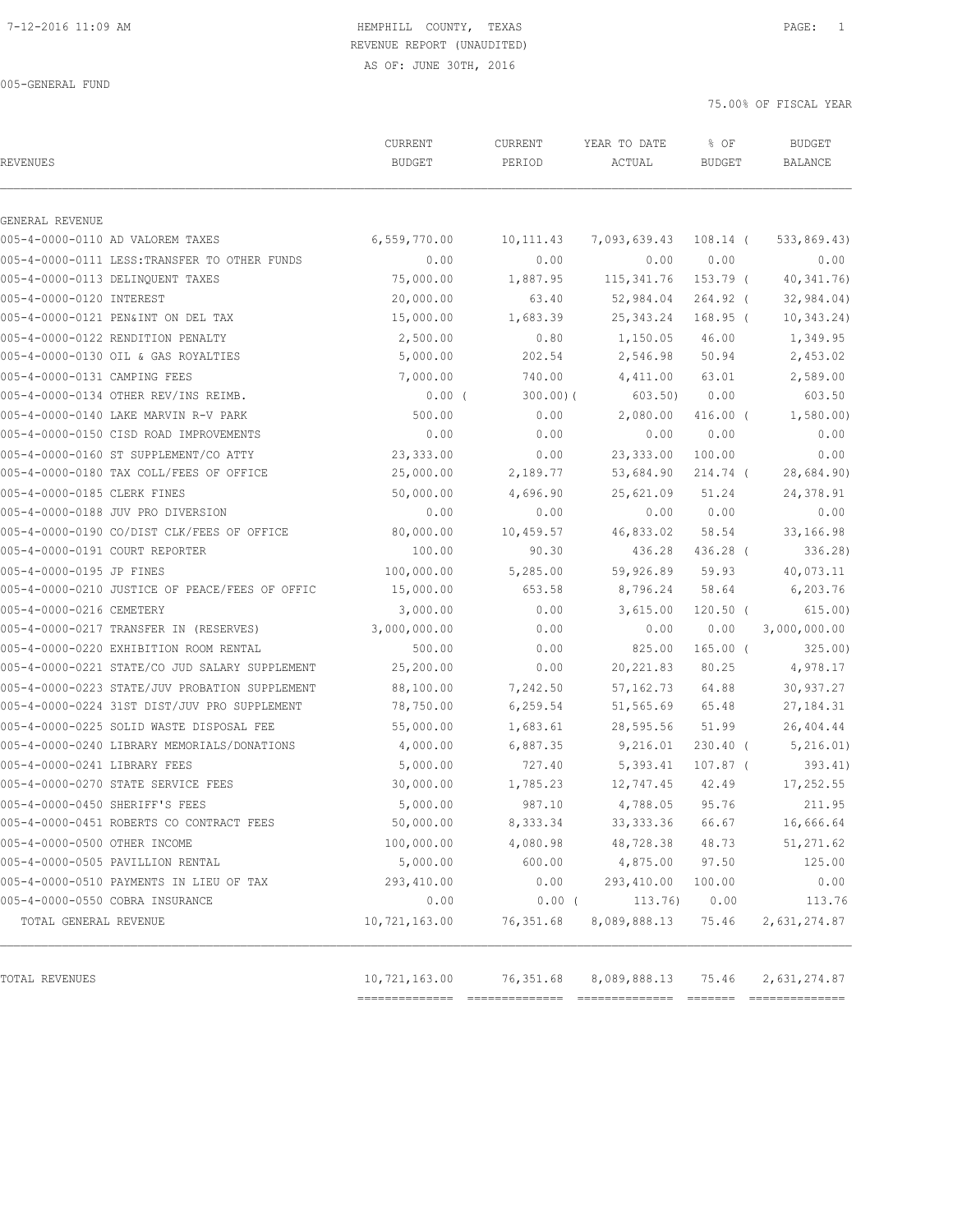7-12-2016 11:09 AM

HEMPHILL COUNTY, TEXAS
REVENUE REPORT (UNAUDITED)
AS OF: JUNE 30TH, 2016

005-GENERAL FUND

75.00% OF FISCAL YEAR

| REVENUES | CURRENT BUDGET | CURRENT PERIOD | YEAR TO DATE ACTUAL | % OF BUDGET | BUDGET BALANCE |
|---|---|---|---|---|---|
| GENERAL REVENUE | | | | | |
| 005-4-0000-0110 AD VALOREM TAXES | 6,559,770.00 | 10,111.43 | 7,093,639.43 | 108.14 ( | 533,869.43) |
| 005-4-0000-0111 LESS:TRANSFER TO OTHER FUNDS | 0.00 | 0.00 | 0.00 | 0.00 | 0.00 |
| 005-4-0000-0113 DELINQUENT TAXES | 75,000.00 | 1,887.95 | 115,341.76 | 153.79 ( | 40,341.76) |
| 005-4-0000-0120 INTEREST | 20,000.00 | 63.40 | 52,984.04 | 264.92 ( | 32,984.04) |
| 005-4-0000-0121 PEN&INT ON DEL TAX | 15,000.00 | 1,683.39 | 25,343.24 | 168.95 ( | 10,343.24) |
| 005-4-0000-0122 RENDITION PENALTY | 2,500.00 | 0.80 | 1,150.05 | 46.00 | 1,349.95 |
| 005-4-0000-0130 OIL & GAS ROYALTIES | 5,000.00 | 202.54 | 2,546.98 | 50.94 | 2,453.02 |
| 005-4-0000-0131 CAMPING FEES | 7,000.00 | 740.00 | 4,411.00 | 63.01 | 2,589.00 |
| 005-4-0000-0134 OTHER REV/INS REIMB. | 0.00 ( | 300.00)( | 603.50) | 0.00 | 603.50 |
| 005-4-0000-0140 LAKE MARVIN R-V PARK | 500.00 | 0.00 | 2,080.00 | 416.00 ( | 1,580.00) |
| 005-4-0000-0150 CISD ROAD IMPROVEMENTS | 0.00 | 0.00 | 0.00 | 0.00 | 0.00 |
| 005-4-0000-0160 ST SUPPLEMENT/CO ATTY | 23,333.00 | 0.00 | 23,333.00 | 100.00 | 0.00 |
| 005-4-0000-0180 TAX COLL/FEES OF OFFICE | 25,000.00 | 2,189.77 | 53,684.90 | 214.74 ( | 28,684.90) |
| 005-4-0000-0185 CLERK FINES | 50,000.00 | 4,696.90 | 25,621.09 | 51.24 | 24,378.91 |
| 005-4-0000-0188 JUV PRO DIVERSION | 0.00 | 0.00 | 0.00 | 0.00 | 0.00 |
| 005-4-0000-0190 CO/DIST CLK/FEES OF OFFICE | 80,000.00 | 10,459.57 | 46,833.02 | 58.54 | 33,166.98 |
| 005-4-0000-0191 COURT REPORTER | 100.00 | 90.30 | 436.28 | 436.28 ( | 336.28) |
| 005-4-0000-0195 JP FINES | 100,000.00 | 5,285.00 | 59,926.89 | 59.93 | 40,073.11 |
| 005-4-0000-0210 JUSTICE OF PEACE/FEES OF OFFIC | 15,000.00 | 653.58 | 8,796.24 | 58.64 | 6,203.76 |
| 005-4-0000-0216 CEMETERY | 3,000.00 | 0.00 | 3,615.00 | 120.50 ( | 615.00) |
| 005-4-0000-0217 TRANSFER IN (RESERVES) | 3,000,000.00 | 0.00 | 0.00 | 0.00 | 3,000,000.00 |
| 005-4-0000-0220 EXHIBITION ROOM RENTAL | 500.00 | 0.00 | 825.00 | 165.00 ( | 325.00) |
| 005-4-0000-0221 STATE/CO JUD SALARY SUPPLEMENT | 25,200.00 | 0.00 | 20,221.83 | 80.25 | 4,978.17 |
| 005-4-0000-0223 STATE/JUV PROBATION SUPPLEMENT | 88,100.00 | 7,242.50 | 57,162.73 | 64.88 | 30,937.27 |
| 005-4-0000-0224 31ST DIST/JUV PRO SUPPLEMENT | 78,750.00 | 6,259.54 | 51,565.69 | 65.48 | 27,184.31 |
| 005-4-0000-0225 SOLID WASTE DISPOSAL FEE | 55,000.00 | 1,683.61 | 28,595.56 | 51.99 | 26,404.44 |
| 005-4-0000-0240 LIBRARY MEMORIALS/DONATIONS | 4,000.00 | 6,887.35 | 9,216.01 | 230.40 ( | 5,216.01) |
| 005-4-0000-0241 LIBRARY FEES | 5,000.00 | 727.40 | 5,393.41 | 107.87 ( | 393.41) |
| 005-4-0000-0270 STATE SERVICE FEES | 30,000.00 | 1,785.23 | 12,747.45 | 42.49 | 17,252.55 |
| 005-4-0000-0450 SHERIFF'S FEES | 5,000.00 | 987.10 | 4,788.05 | 95.76 | 211.95 |
| 005-4-0000-0451 ROBERTS CO CONTRACT FEES | 50,000.00 | 8,333.34 | 33,333.36 | 66.67 | 16,666.64 |
| 005-4-0000-0500 OTHER INCOME | 100,000.00 | 4,080.98 | 48,728.38 | 48.73 | 51,271.62 |
| 005-4-0000-0505 PAVILLION RENTAL | 5,000.00 | 600.00 | 4,875.00 | 97.50 | 125.00 |
| 005-4-0000-0510 PAYMENTS IN LIEU OF TAX | 293,410.00 | 0.00 | 293,410.00 | 100.00 | 0.00 |
| 005-4-0000-0550 COBRA INSURANCE | 0.00 | 0.00 ( | 113.76) | 0.00 | 113.76 |
| TOTAL GENERAL REVENUE | 10,721,163.00 | 76,351.68 | 8,089,888.13 | 75.46 | 2,631,274.87 |
| TOTAL REVENUES | 10,721,163.00 | 76,351.68 | 8,089,888.13 | 75.46 | 2,631,274.87 |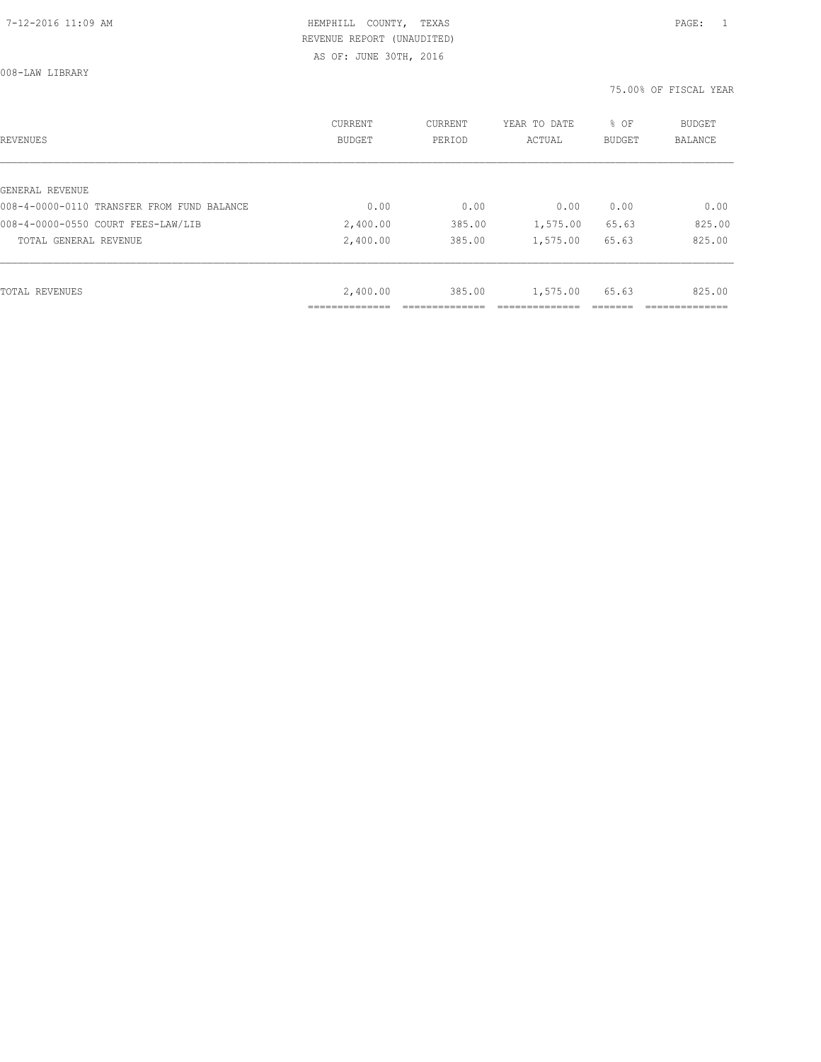HEMPHILL COUNTY, TEXAS
REVENUE REPORT (UNAUDITED)
AS OF: JUNE 30TH, 2016

008-LAW LIBRARY

75.00% OF FISCAL YEAR

| REVENUES | CURRENT BUDGET | CURRENT PERIOD | YEAR TO DATE ACTUAL | % OF BUDGET | BUDGET BALANCE |
|---|---|---|---|---|---|
| GENERAL REVENUE | | | | | |
| 008-4-0000-0110 TRANSFER FROM FUND BALANCE | 0.00 | 0.00 | 0.00 | 0.00 | 0.00 |
| 008-4-0000-0550 COURT FEES-LAW/LIB | 2,400.00 | 385.00 | 1,575.00 | 65.63 | 825.00 |
| TOTAL GENERAL REVENUE | 2,400.00 | 385.00 | 1,575.00 | 65.63 | 825.00 |
| TOTAL REVENUES | 2,400.00 | 385.00 | 1,575.00 | 65.63 | 825.00 |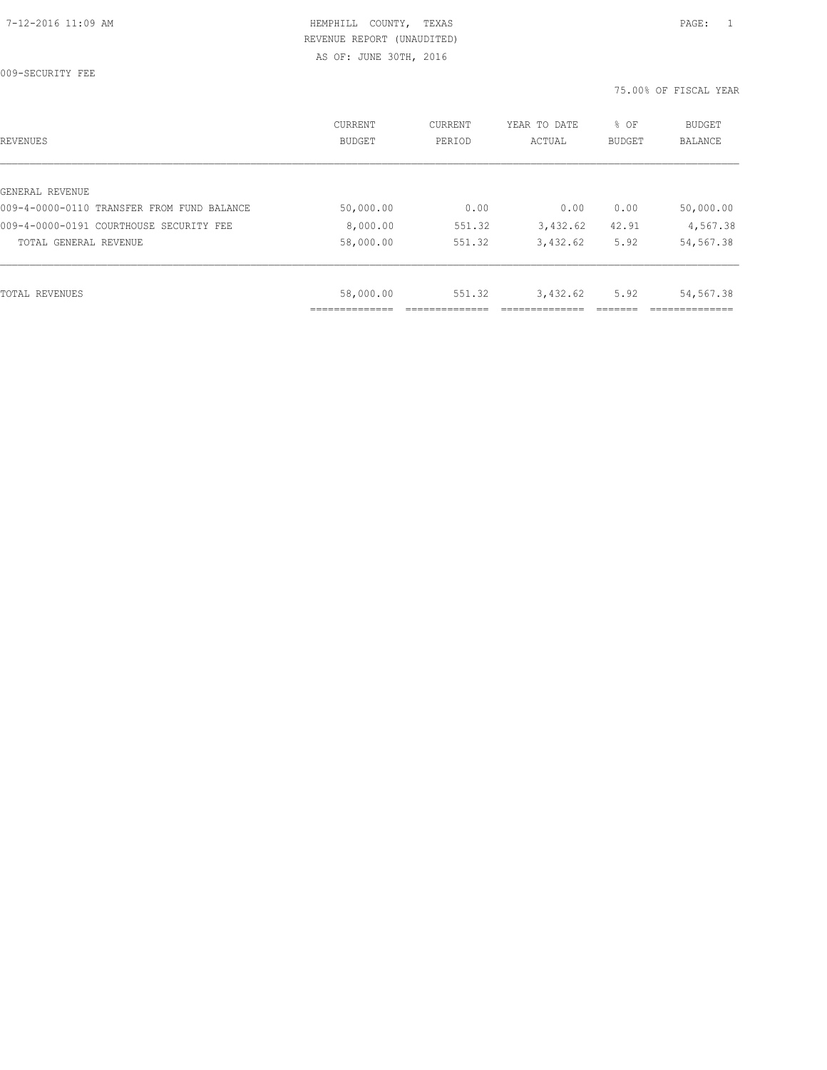HEMPHILL COUNTY, TEXAS
REVENUE REPORT (UNAUDITED)
AS OF: JUNE 30TH, 2016

009-SECURITY FEE

75.00% OF FISCAL YEAR

| REVENUES | CURRENT BUDGET | CURRENT PERIOD | YEAR TO DATE ACTUAL | % OF BUDGET | BUDGET BALANCE |
|---|---|---|---|---|---|
| GENERAL REVENUE | | | | | |
| 009-4-0000-0110 TRANSFER FROM FUND BALANCE | 50,000.00 | 0.00 | 0.00 | 0.00 | 50,000.00 |
| 009-4-0000-0191 COURTHOUSE SECURITY FEE | 8,000.00 | 551.32 | 3,432.62 | 42.91 | 4,567.38 |
| TOTAL GENERAL REVENUE | 58,000.00 | 551.32 | 3,432.62 | 5.92 | 54,567.38 |
| TOTAL REVENUES | 58,000.00 | 551.32 | 3,432.62 | 5.92 | 54,567.38 |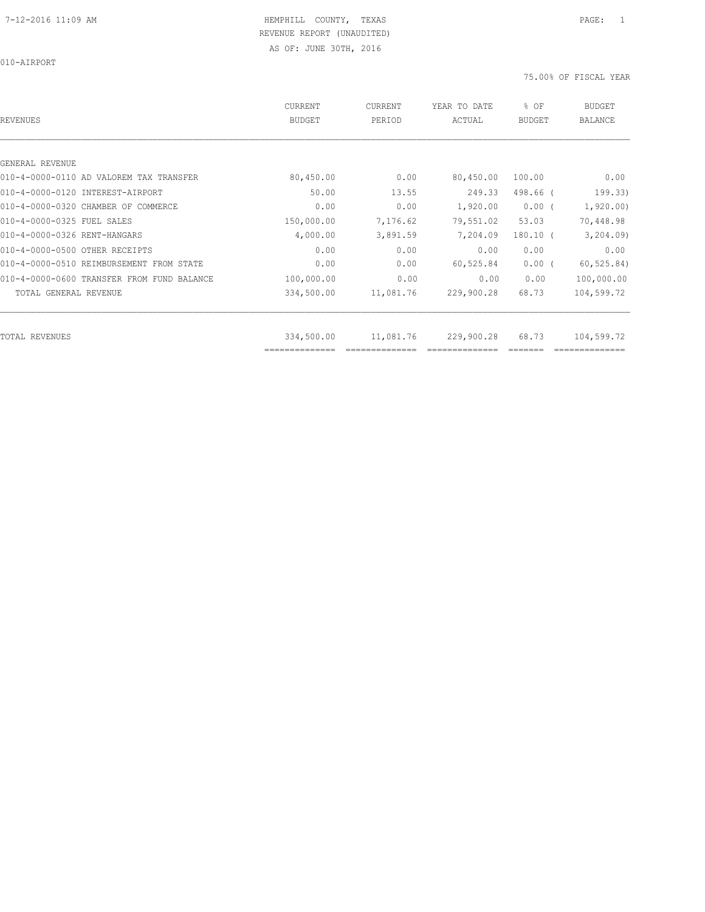HEMPHILL COUNTY, TEXAS
REVENUE REPORT (UNAUDITED)
AS OF: JUNE 30TH, 2016

010-AIRPORT

75.00% OF FISCAL YEAR

| REVENUES | CURRENT BUDGET | CURRENT PERIOD | YEAR TO DATE ACTUAL | % OF BUDGET | BUDGET BALANCE |
|---|---|---|---|---|---|
| GENERAL REVENUE | | | | | |
| 010-4-0000-0110 AD VALOREM TAX TRANSFER | 80,450.00 | 0.00 | 80,450.00 | 100.00 | 0.00 |
| 010-4-0000-0120 INTEREST-AIRPORT | 50.00 | 13.55 | 249.33 | 498.66 ( | 199.33) |
| 010-4-0000-0320 CHAMBER OF COMMERCE | 0.00 | 0.00 | 1,920.00 | 0.00 ( | 1,920.00) |
| 010-4-0000-0325 FUEL SALES | 150,000.00 | 7,176.62 | 79,551.02 | 53.03 | 70,448.98 |
| 010-4-0000-0326 RENT-HANGARS | 4,000.00 | 3,891.59 | 7,204.09 | 180.10 ( | 3,204.09) |
| 010-4-0000-0500 OTHER RECEIPTS | 0.00 | 0.00 | 0.00 | 0.00 | 0.00 |
| 010-4-0000-0510 REIMBURSEMENT FROM STATE | 0.00 | 0.00 | 60,525.84 | 0.00 ( | 60,525.84) |
| 010-4-0000-0600 TRANSFER FROM FUND BALANCE | 100,000.00 | 0.00 | 0.00 | 0.00 | 100,000.00 |
| TOTAL GENERAL REVENUE | 334,500.00 | 11,081.76 | 229,900.28 | 68.73 | 104,599.72 |
| TOTAL REVENUES | 334,500.00 | 11,081.76 | 229,900.28 | 68.73 | 104,599.72 |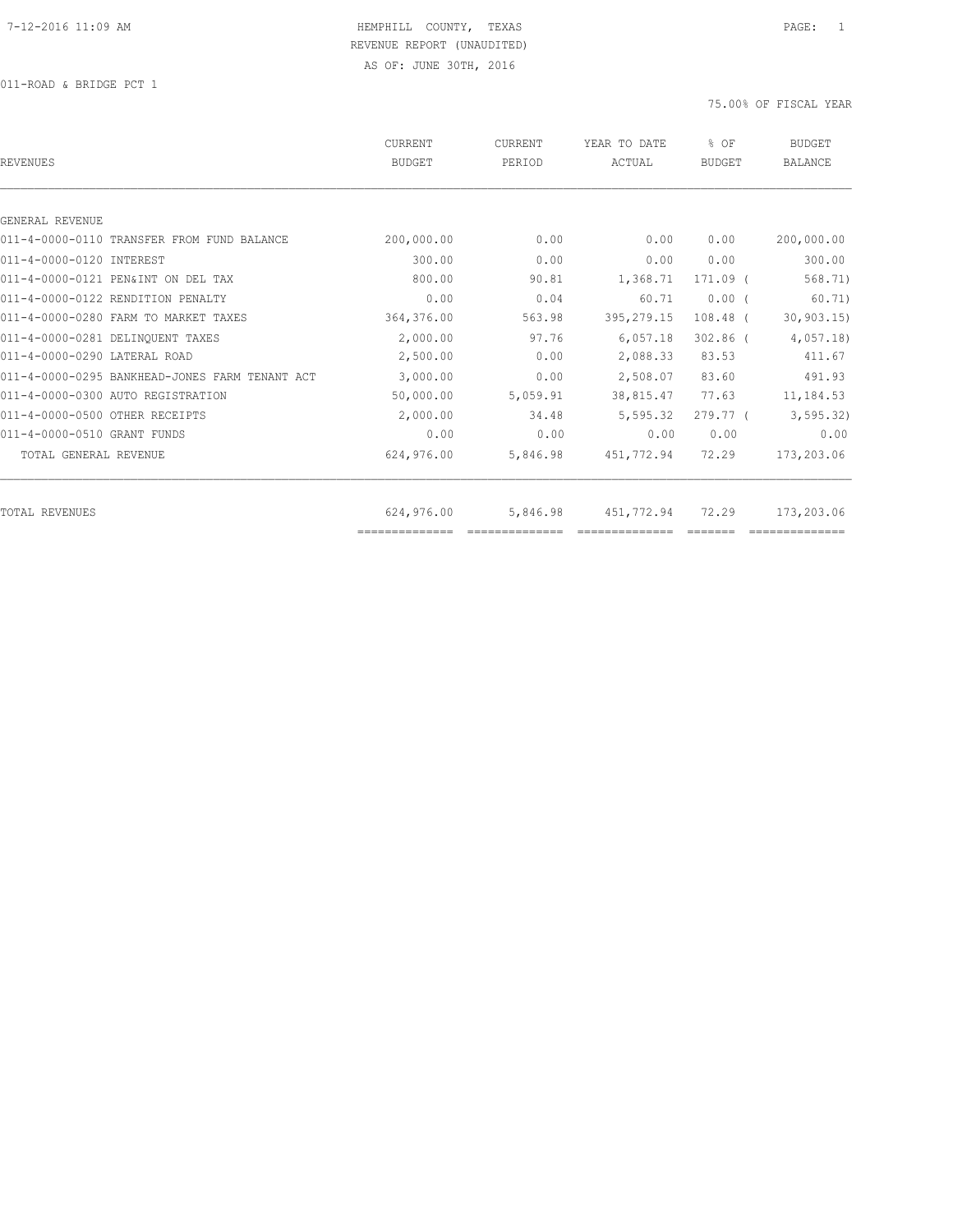HEMPHILL COUNTY, TEXAS
REVENUE REPORT (UNAUDITED)
AS OF: JUNE 30TH, 2016

011-ROAD & BRIDGE PCT 1

75.00% OF FISCAL YEAR

| REVENUES | CURRENT BUDGET | CURRENT PERIOD | YEAR TO DATE ACTUAL | % OF BUDGET | BUDGET BALANCE |
|---|---|---|---|---|---|
| GENERAL REVENUE | | | | | |
| 011-4-0000-0110 TRANSFER FROM FUND BALANCE | 200,000.00 | 0.00 | 0.00 | 0.00 | 200,000.00 |
| 011-4-0000-0120 INTEREST | 300.00 | 0.00 | 0.00 | 0.00 | 300.00 |
| 011-4-0000-0121 PEN&INT ON DEL TAX | 800.00 | 90.81 | 1,368.71 | 171.09 | ( 568.71) |
| 011-4-0000-0122 RENDITION PENALTY | 0.00 | 0.04 | 60.71 | 0.00 | ( 60.71) |
| 011-4-0000-0280 FARM TO MARKET TAXES | 364,376.00 | 563.98 | 395,279.15 | 108.48 | ( 30,903.15) |
| 011-4-0000-0281 DELINQUENT TAXES | 2,000.00 | 97.76 | 6,057.18 | 302.86 | ( 4,057.18) |
| 011-4-0000-0290 LATERAL ROAD | 2,500.00 | 0.00 | 2,088.33 | 83.53 | 411.67 |
| 011-4-0000-0295 BANKHEAD-JONES FARM TENANT ACT | 3,000.00 | 0.00 | 2,508.07 | 83.60 | 491.93 |
| 011-4-0000-0300 AUTO REGISTRATION | 50,000.00 | 5,059.91 | 38,815.47 | 77.63 | 11,184.53 |
| 011-4-0000-0500 OTHER RECEIPTS | 2,000.00 | 34.48 | 5,595.32 | 279.77 | ( 3,595.32) |
| 011-4-0000-0510 GRANT FUNDS | 0.00 | 0.00 | 0.00 | 0.00 | 0.00 |
| TOTAL GENERAL REVENUE | 624,976.00 | 5,846.98 | 451,772.94 | 72.29 | 173,203.06 |
| TOTAL REVENUES | 624,976.00 | 5,846.98 | 451,772.94 | 72.29 | 173,203.06 |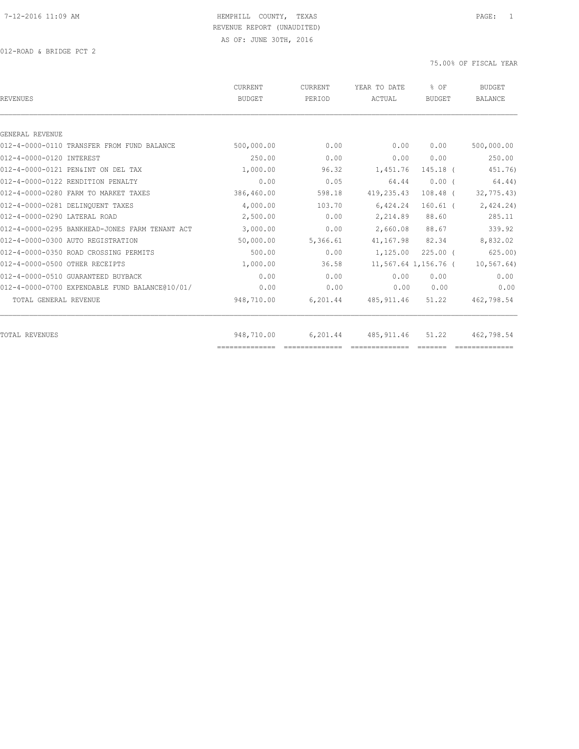HEMPHILL COUNTY, TEXAS
REVENUE REPORT (UNAUDITED)
AS OF: JUNE 30TH, 2016

012-ROAD & BRIDGE PCT 2

75.00% OF FISCAL YEAR

| REVENUES | CURRENT BUDGET | CURRENT PERIOD | YEAR TO DATE ACTUAL | % OF BUDGET | BUDGET BALANCE |
|---|---|---|---|---|---|
| GENERAL REVENUE | | | | | |
| 012-4-0000-0110 TRANSFER FROM FUND BALANCE | 500,000.00 | 0.00 | 0.00 | 0.00 | 500,000.00 |
| 012-4-0000-0120 INTEREST | 250.00 | 0.00 | 0.00 | 0.00 | 250.00 |
| 012-4-0000-0121 PEN&INT ON DEL TAX | 1,000.00 | 96.32 | 1,451.76 | 145.18 | ( 451.76) |
| 012-4-0000-0122 RENDITION PENALTY | 0.00 | 0.05 | 64.44 | 0.00 | ( 64.44) |
| 012-4-0000-0280 FARM TO MARKET TAXES | 386,460.00 | 598.18 | 419,235.43 | 108.48 | ( 32,775.43) |
| 012-4-0000-0281 DELINQUENT TAXES | 4,000.00 | 103.70 | 6,424.24 | 160.61 | ( 2,424.24) |
| 012-4-0000-0290 LATERAL ROAD | 2,500.00 | 0.00 | 2,214.89 | 88.60 | 285.11 |
| 012-4-0000-0295 BANKHEAD-JONES FARM TENANT ACT | 3,000.00 | 0.00 | 2,660.08 | 88.67 | 339.92 |
| 012-4-0000-0300 AUTO REGISTRATION | 50,000.00 | 5,366.61 | 41,167.98 | 82.34 | 8,832.02 |
| 012-4-0000-0350 ROAD CROSSING PERMITS | 500.00 | 0.00 | 1,125.00 | 225.00 | ( 625.00) |
| 012-4-0000-0500 OTHER RECEIPTS | 1,000.00 | 36.58 | 11,567.64 | 1,156.76 | ( 10,567.64) |
| 012-4-0000-0510 GUARANTEED BUYBACK | 0.00 | 0.00 | 0.00 | 0.00 | 0.00 |
| 012-4-0000-0700 EXPENDABLE FUND BALANCE@10/01/ | 0.00 | 0.00 | 0.00 | 0.00 | 0.00 |
| TOTAL GENERAL REVENUE | 948,710.00 | 6,201.44 | 485,911.46 | 51.22 | 462,798.54 |
| TOTAL REVENUES | 948,710.00 | 6,201.44 | 485,911.46 | 51.22 | 462,798.54 |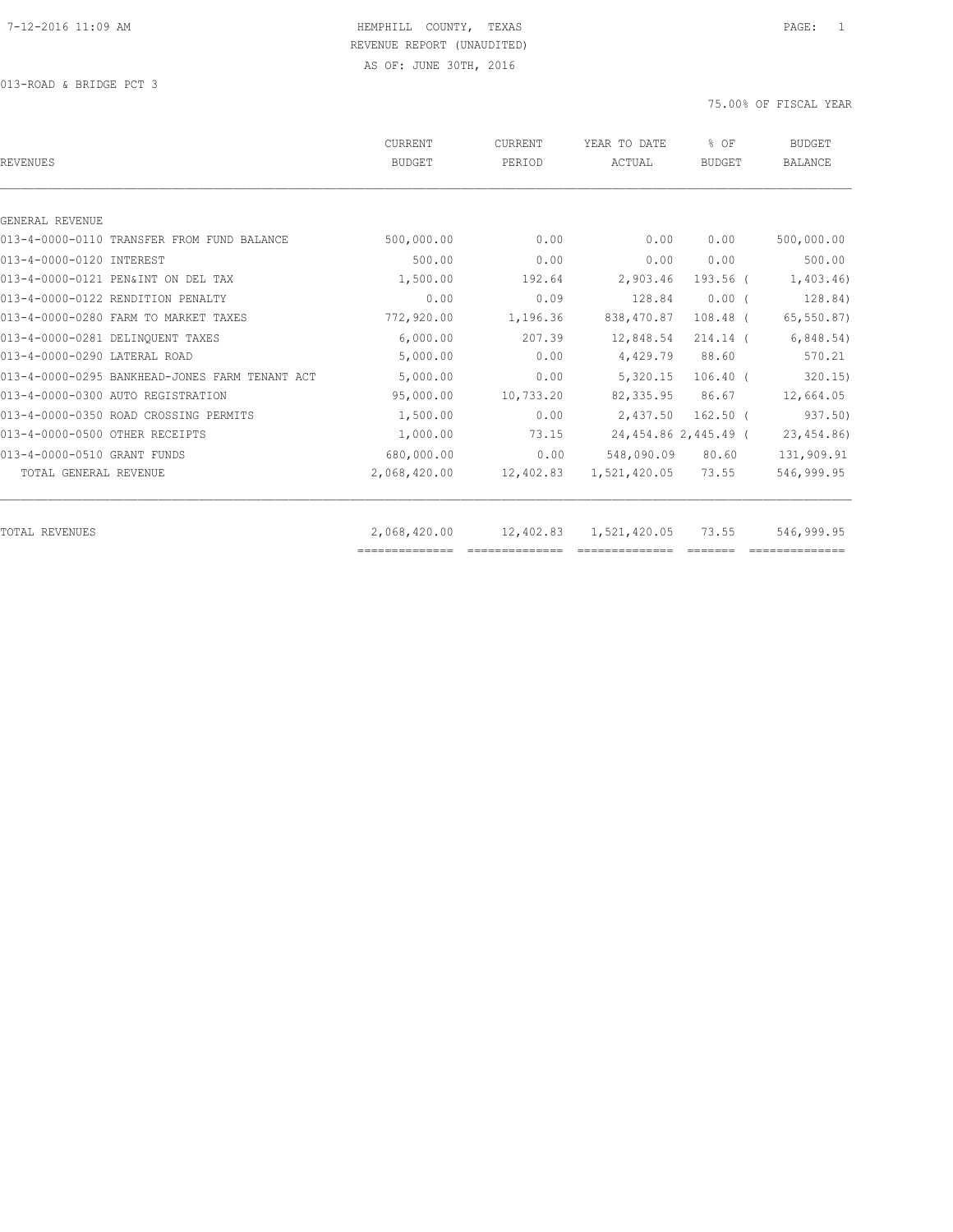HEMPHILL COUNTY, TEXAS
REVENUE REPORT (UNAUDITED)
AS OF: JUNE 30TH, 2016

013-ROAD & BRIDGE PCT 3

75.00% OF FISCAL YEAR

| REVENUES | CURRENT BUDGET | CURRENT PERIOD | YEAR TO DATE ACTUAL | % OF BUDGET | BUDGET BALANCE |
|---|---|---|---|---|---|
| GENERAL REVENUE | | | | | |
| 013-4-0000-0110 TRANSFER FROM FUND BALANCE | 500,000.00 | 0.00 | 0.00 | 0.00 | 500,000.00 |
| 013-4-0000-0120 INTEREST | 500.00 | 0.00 | 0.00 | 0.00 | 500.00 |
| 013-4-0000-0121 PEN&INT ON DEL TAX | 1,500.00 | 192.64 | 2,903.46 | 193.56 | ( 1,403.46) |
| 013-4-0000-0122 RENDITION PENALTY | 0.00 | 0.09 | 128.84 | 0.00 | ( 128.84) |
| 013-4-0000-0280 FARM TO MARKET TAXES | 772,920.00 | 1,196.36 | 838,470.87 | 108.48 | ( 65,550.87) |
| 013-4-0000-0281 DELINQUENT TAXES | 6,000.00 | 207.39 | 12,848.54 | 214.14 | ( 6,848.54) |
| 013-4-0000-0290 LATERAL ROAD | 5,000.00 | 0.00 | 4,429.79 | 88.60 | 570.21 |
| 013-4-0000-0295 BANKHEAD-JONES FARM TENANT ACT | 5,000.00 | 0.00 | 5,320.15 | 106.40 | ( 320.15) |
| 013-4-0000-0300 AUTO REGISTRATION | 95,000.00 | 10,733.20 | 82,335.95 | 86.67 | 12,664.05 |
| 013-4-0000-0350 ROAD CROSSING PERMITS | 1,500.00 | 0.00 | 2,437.50 | 162.50 | ( 937.50) |
| 013-4-0000-0500 OTHER RECEIPTS | 1,000.00 | 73.15 | 24,454.86 | 2,445.49 | ( 23,454.86) |
| 013-4-0000-0510 GRANT FUNDS | 680,000.00 | 0.00 | 548,090.09 | 80.60 | 131,909.91 |
| TOTAL GENERAL REVENUE | 2,068,420.00 | 12,402.83 | 1,521,420.05 | 73.55 | 546,999.95 |
| TOTAL REVENUES | 2,068,420.00 | 12,402.83 | 1,521,420.05 | 73.55 | 546,999.95 |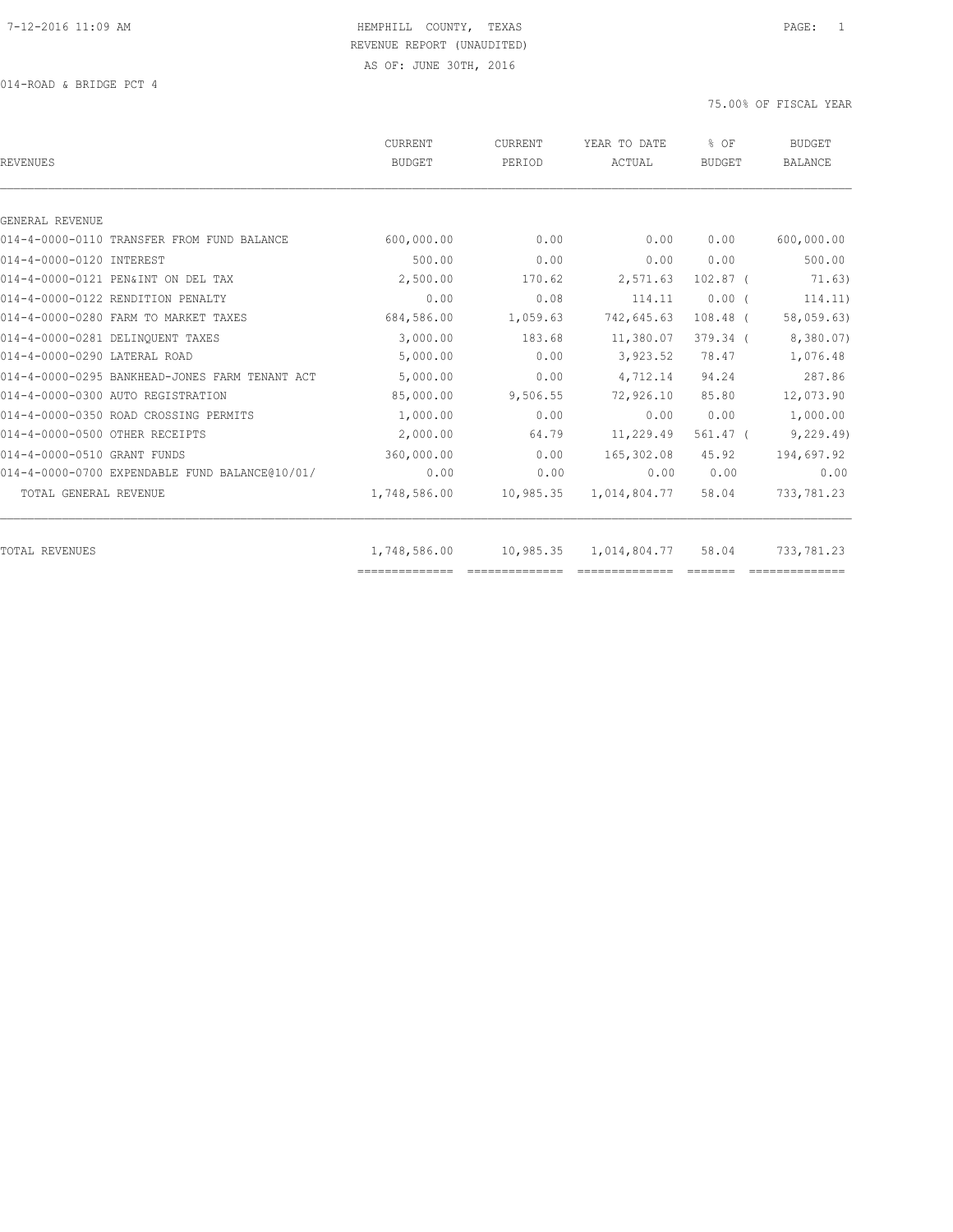HEMPHILL COUNTY, TEXAS
REVENUE REPORT (UNAUDITED)
AS OF: JUNE 30TH, 2016

014-ROAD & BRIDGE PCT 4

75.00% OF FISCAL YEAR

| REVENUES | CURRENT BUDGET | CURRENT PERIOD | YEAR TO DATE ACTUAL | % OF BUDGET | BUDGET BALANCE |
|---|---|---|---|---|---|
| GENERAL REVENUE | | | | | |
| 014-4-0000-0110 TRANSFER FROM FUND BALANCE | 600,000.00 | 0.00 | 0.00 | 0.00 | 600,000.00 |
| 014-4-0000-0120 INTEREST | 500.00 | 0.00 | 0.00 | 0.00 | 500.00 |
| 014-4-0000-0121 PEN&INT ON DEL TAX | 2,500.00 | 170.62 | 2,571.63 | 102.87 | ( 71.63) |
| 014-4-0000-0122 RENDITION PENALTY | 0.00 | 0.08 | 114.11 | 0.00 | ( 114.11) |
| 014-4-0000-0280 FARM TO MARKET TAXES | 684,586.00 | 1,059.63 | 742,645.63 | 108.48 | ( 58,059.63) |
| 014-4-0000-0281 DELINQUENT TAXES | 3,000.00 | 183.68 | 11,380.07 | 379.34 | ( 8,380.07) |
| 014-4-0000-0290 LATERAL ROAD | 5,000.00 | 0.00 | 3,923.52 | 78.47 | 1,076.48 |
| 014-4-0000-0295 BANKHEAD-JONES FARM TENANT ACT | 5,000.00 | 0.00 | 4,712.14 | 94.24 | 287.86 |
| 014-4-0000-0300 AUTO REGISTRATION | 85,000.00 | 9,506.55 | 72,926.10 | 85.80 | 12,073.90 |
| 014-4-0000-0350 ROAD CROSSING PERMITS | 1,000.00 | 0.00 | 0.00 | 0.00 | 1,000.00 |
| 014-4-0000-0500 OTHER RECEIPTS | 2,000.00 | 64.79 | 11,229.49 | 561.47 | ( 9,229.49) |
| 014-4-0000-0510 GRANT FUNDS | 360,000.00 | 0.00 | 165,302.08 | 45.92 | 194,697.92 |
| 014-4-0000-0700 EXPENDABLE FUND BALANCE@10/01/ | 0.00 | 0.00 | 0.00 | 0.00 | 0.00 |
| TOTAL GENERAL REVENUE | 1,748,586.00 | 10,985.35 | 1,014,804.77 | 58.04 | 733,781.23 |
| TOTAL REVENUES | 1,748,586.00 | 10,985.35 | 1,014,804.77 | 58.04 | 733,781.23 |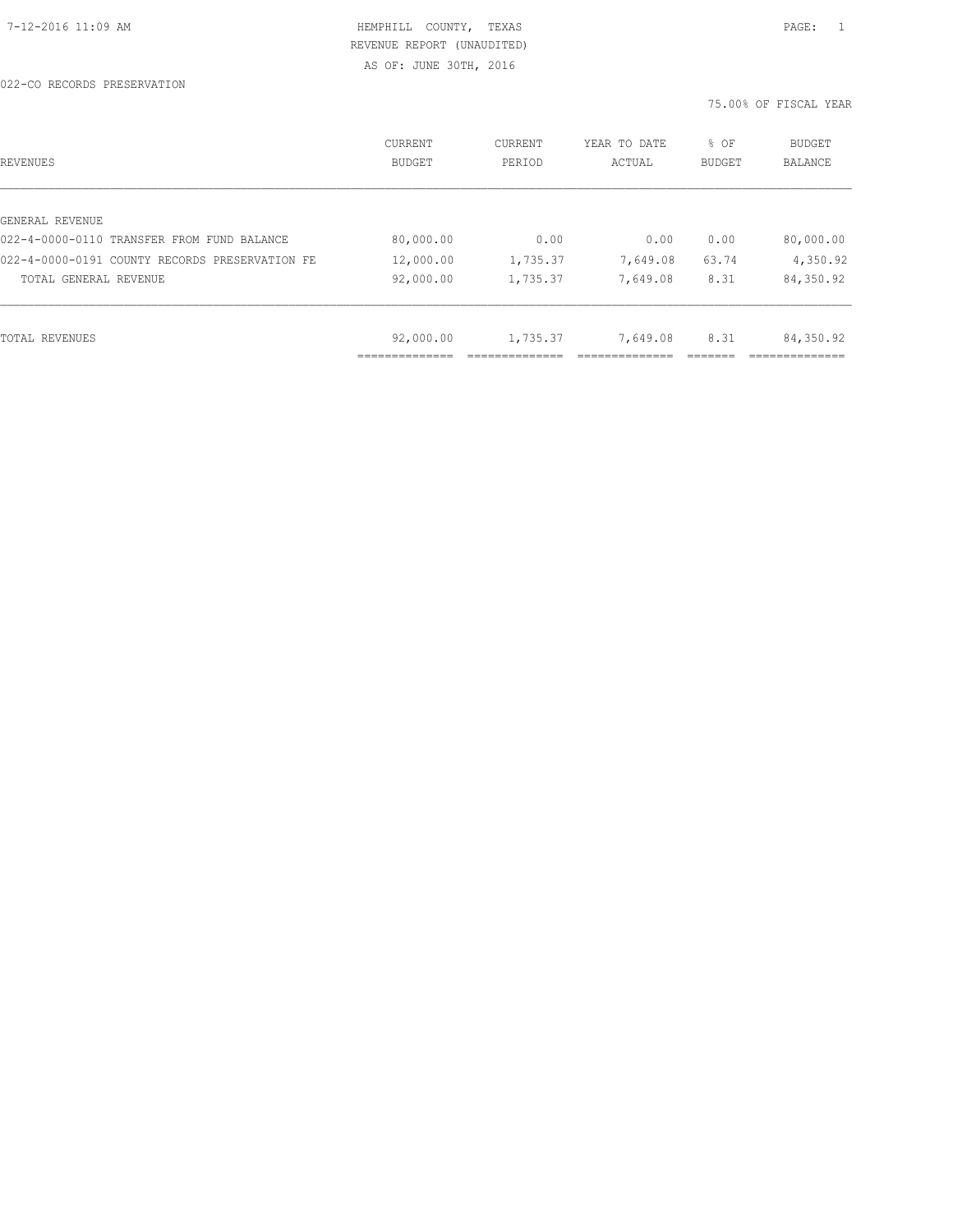HEMPHILL COUNTY, TEXAS
REVENUE REPORT (UNAUDITED)
AS OF: JUNE 30TH, 2016

022-CO RECORDS PRESERVATION

75.00% OF FISCAL YEAR

| REVENUES | CURRENT BUDGET | CURRENT PERIOD | YEAR TO DATE ACTUAL | % OF BUDGET | BUDGET BALANCE |
|---|---|---|---|---|---|
| GENERAL REVENUE | | | | | |
| 022-4-0000-0110 TRANSFER FROM FUND BALANCE | 80,000.00 | 0.00 | 0.00 | 0.00 | 80,000.00 |
| 022-4-0000-0191 COUNTY RECORDS PRESERVATION FE | 12,000.00 | 1,735.37 | 7,649.08 | 63.74 | 4,350.92 |
| TOTAL GENERAL REVENUE | 92,000.00 | 1,735.37 | 7,649.08 | 8.31 | 84,350.92 |
| TOTAL REVENUES | 92,000.00 | 1,735.37 | 7,649.08 | 8.31 | 84,350.92 |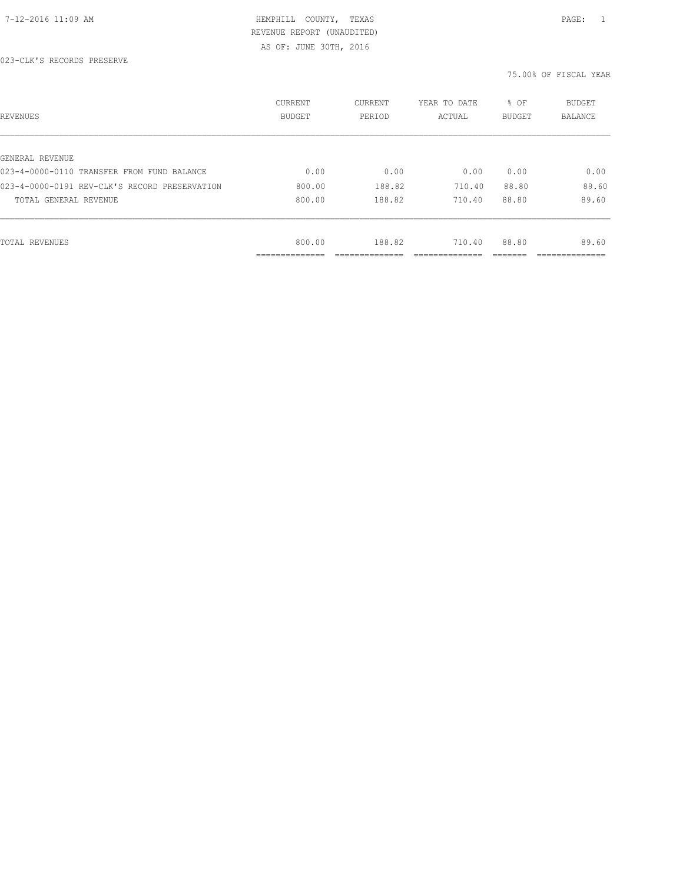7-12-2016 11:09 AM

HEMPHILL COUNTY, TEXAS
REVENUE REPORT (UNAUDITED)
AS OF: JUNE 30TH, 2016

023-CLK'S RECORDS PRESERVE

75.00% OF FISCAL YEAR

| REVENUES | CURRENT BUDGET | CURRENT PERIOD | YEAR TO DATE ACTUAL | % OF BUDGET | BUDGET BALANCE |
|---|---|---|---|---|---|
| GENERAL REVENUE | | | | | |
| 023-4-0000-0110 TRANSFER FROM FUND BALANCE | 0.00 | 0.00 | 0.00 | 0.00 | 0.00 |
| 023-4-0000-0191 REV-CLK'S RECORD PRESERVATION | 800.00 | 188.82 | 710.40 | 88.80 | 89.60 |
| TOTAL GENERAL REVENUE | 800.00 | 188.82 | 710.40 | 88.80 | 89.60 |
| TOTAL REVENUES | 800.00 | 188.82 | 710.40 | 88.80 | 89.60 |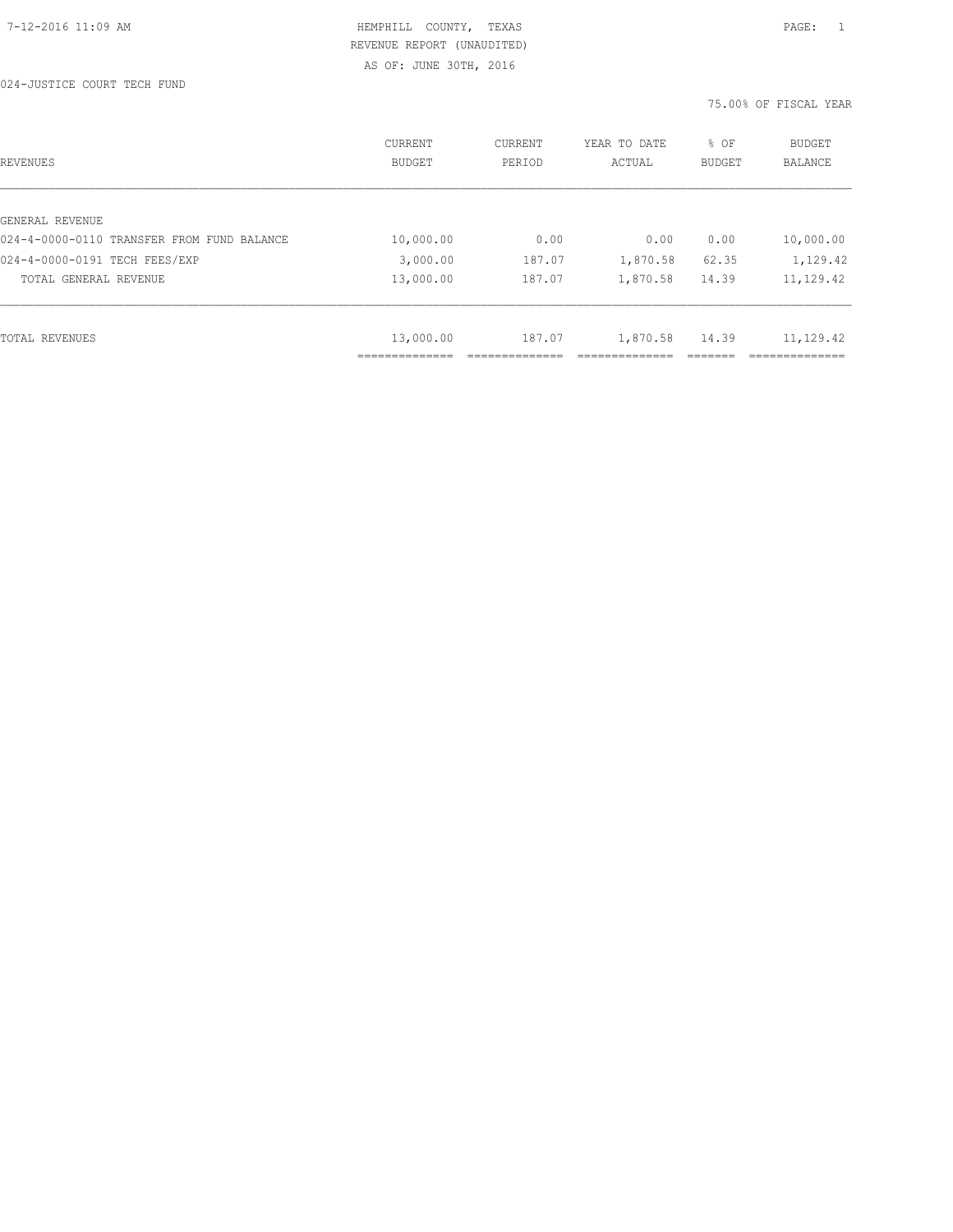HEMPHILL COUNTY, TEXAS
REVENUE REPORT (UNAUDITED)
AS OF: JUNE 30TH, 2016

024-JUSTICE COURT TECH FUND

75.00% OF FISCAL YEAR

| REVENUES | CURRENT BUDGET | CURRENT PERIOD | YEAR TO DATE ACTUAL | % OF BUDGET | BUDGET BALANCE |
|---|---|---|---|---|---|
| GENERAL REVENUE | | | | | |
| 024-4-0000-0110 TRANSFER FROM FUND BALANCE | 10,000.00 | 0.00 | 0.00 | 0.00 | 10,000.00 |
| 024-4-0000-0191 TECH FEES/EXP | 3,000.00 | 187.07 | 1,870.58 | 62.35 | 1,129.42 |
| TOTAL GENERAL REVENUE | 13,000.00 | 187.07 | 1,870.58 | 14.39 | 11,129.42 |
| TOTAL REVENUES | 13,000.00 | 187.07 | 1,870.58 | 14.39 | 11,129.42 |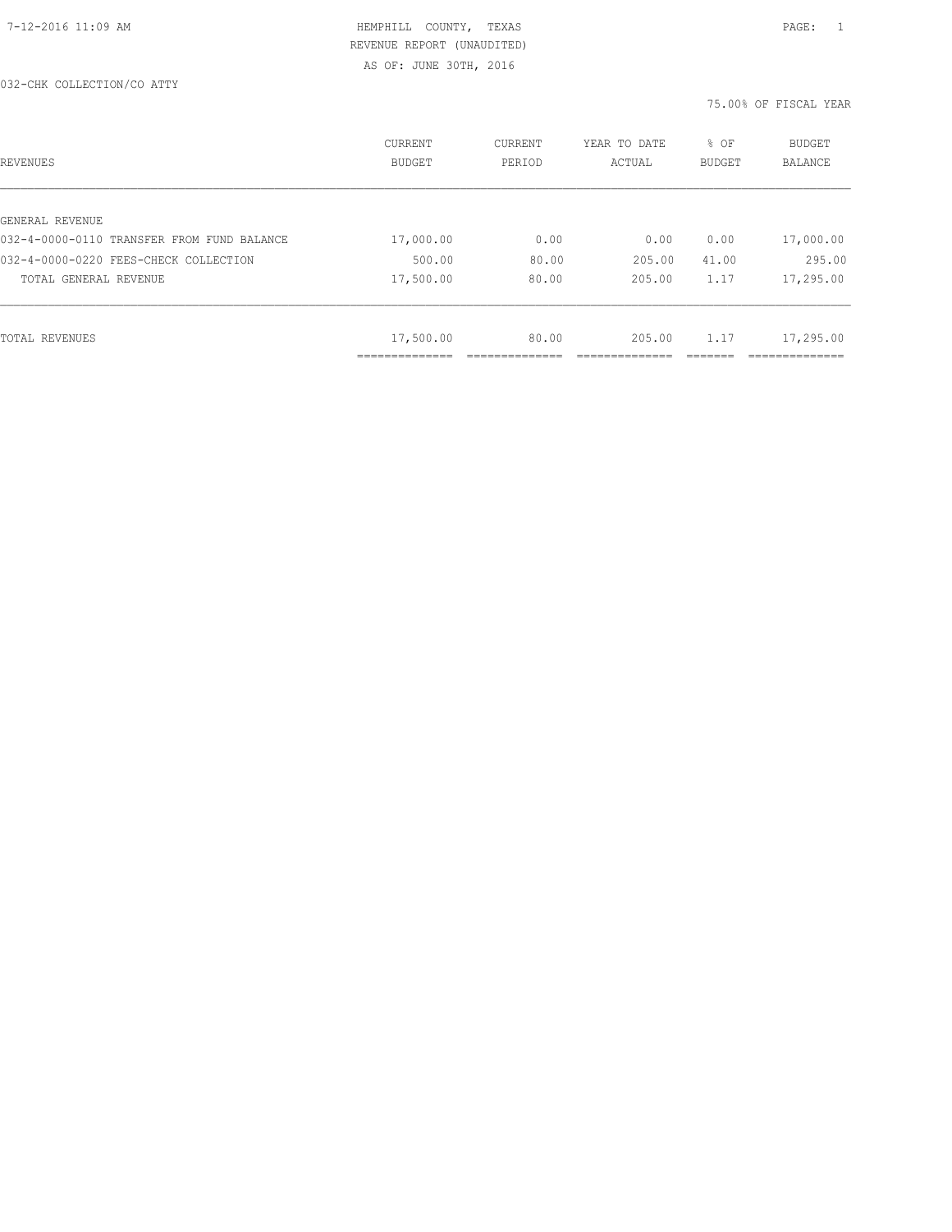HEMPHILL COUNTY, TEXAS
REVENUE REPORT (UNAUDITED)
AS OF: JUNE 30TH, 2016

032-CHK COLLECTION/CO ATTY

75.00% OF FISCAL YEAR

| REVENUES | CURRENT BUDGET | CURRENT PERIOD | YEAR TO DATE ACTUAL | % OF BUDGET | BUDGET BALANCE |
|---|---|---|---|---|---|
| GENERAL REVENUE | | | | | |
| 032-4-0000-0110 TRANSFER FROM FUND BALANCE | 17,000.00 | 0.00 | 0.00 | 0.00 | 17,000.00 |
| 032-4-0000-0220 FEES-CHECK COLLECTION | 500.00 | 80.00 | 205.00 | 41.00 | 295.00 |
| TOTAL GENERAL REVENUE | 17,500.00 | 80.00 | 205.00 | 1.17 | 17,295.00 |
| TOTAL REVENUES | 17,500.00 | 80.00 | 205.00 | 1.17 | 17,295.00 |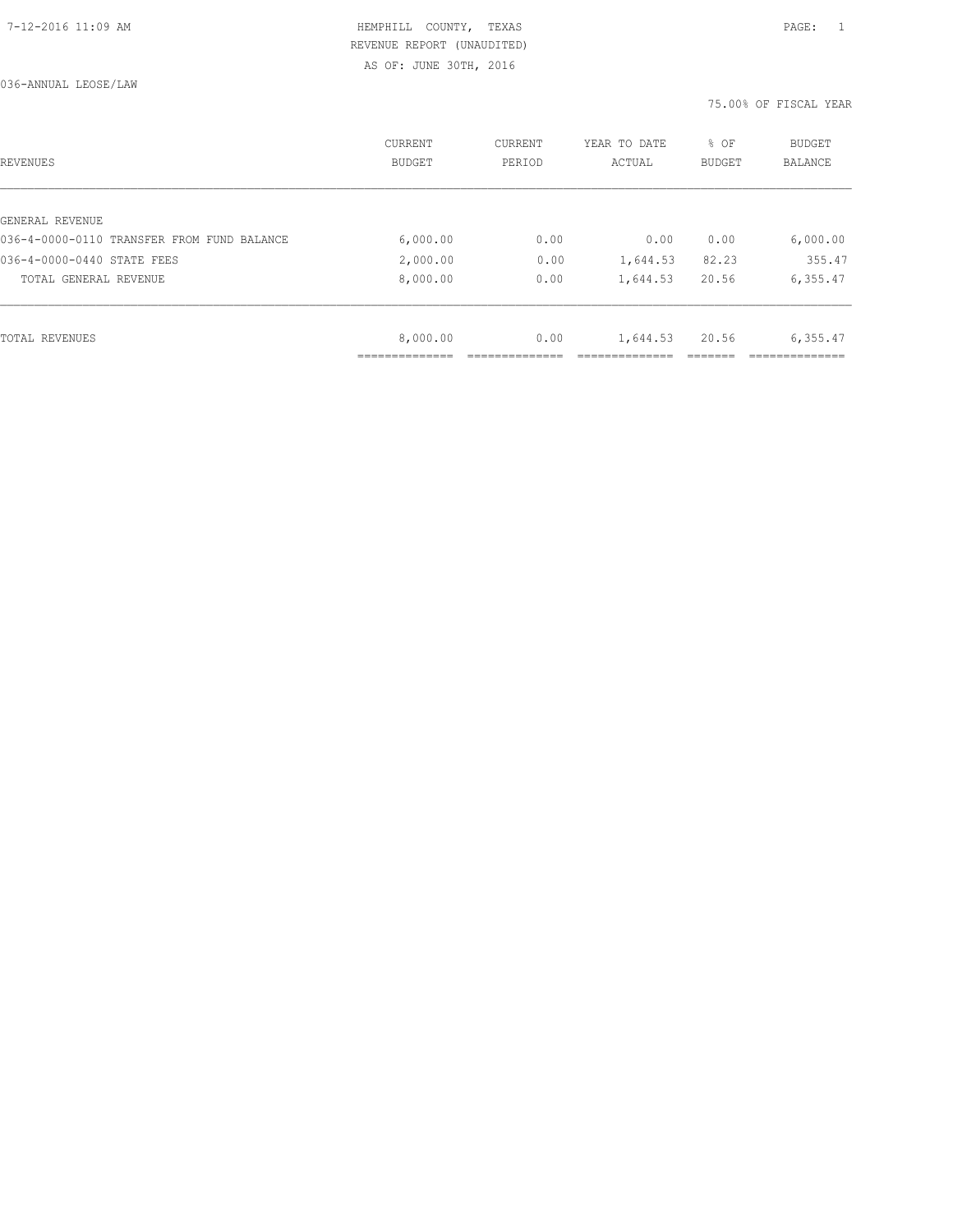HEMPHILL COUNTY, TEXAS
REVENUE REPORT (UNAUDITED)
AS OF: JUNE 30TH, 2016

036-ANNUAL LEOSE/LAW

75.00% OF FISCAL YEAR

| REVENUES | CURRENT BUDGET | CURRENT PERIOD | YEAR TO DATE ACTUAL | % OF BUDGET | BUDGET BALANCE |
|---|---|---|---|---|---|
| GENERAL REVENUE | | | | | |
| 036-4-0000-0110 TRANSFER FROM FUND BALANCE | 6,000.00 | 0.00 | 0.00 | 0.00 | 6,000.00 |
| 036-4-0000-0440 STATE FEES | 2,000.00 | 0.00 | 1,644.53 | 82.23 | 355.47 |
| TOTAL GENERAL REVENUE | 8,000.00 | 0.00 | 1,644.53 | 20.56 | 6,355.47 |
| TOTAL REVENUES | 8,000.00 | 0.00 | 1,644.53 | 20.56 | 6,355.47 |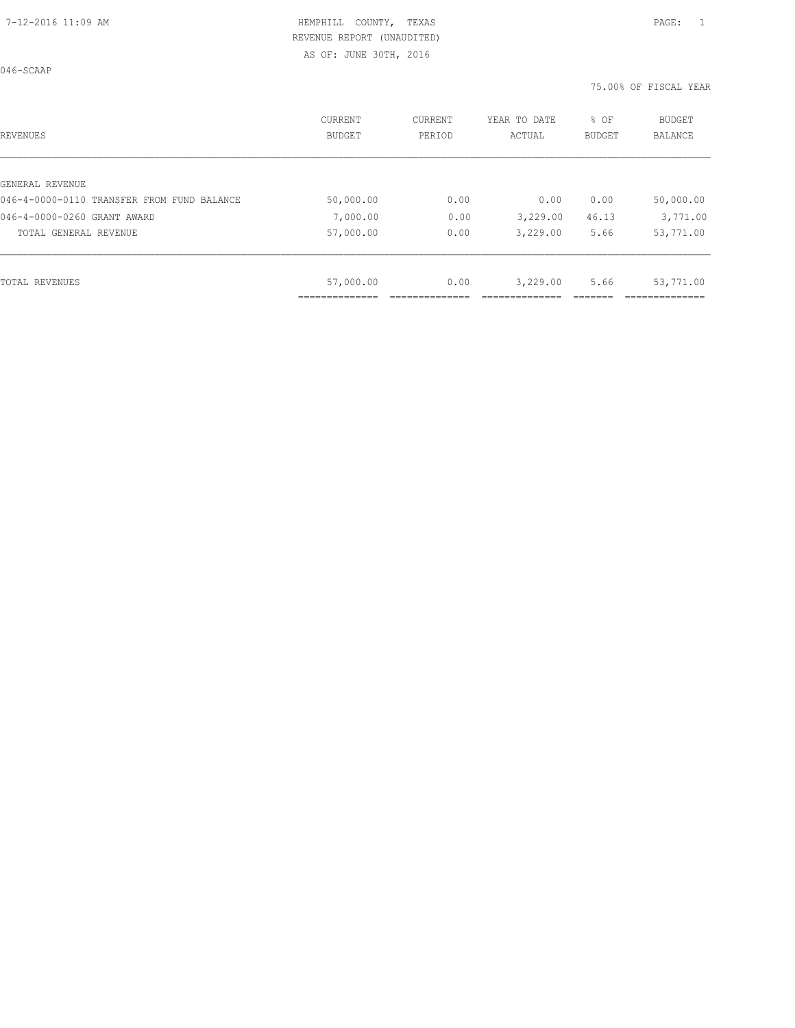HEMPHILL COUNTY, TEXAS
REVENUE REPORT (UNAUDITED)
AS OF: JUNE 30TH, 2016

046-SCAAP

75.00% OF FISCAL YEAR

| REVENUES | CURRENT BUDGET | CURRENT PERIOD | YEAR TO DATE ACTUAL | % OF BUDGET | BUDGET BALANCE |
|---|---|---|---|---|---|
| GENERAL REVENUE | | | | | |
| 046-4-0000-0110 TRANSFER FROM FUND BALANCE | 50,000.00 | 0.00 | 0.00 | 0.00 | 50,000.00 |
| 046-4-0000-0260 GRANT AWARD | 7,000.00 | 0.00 | 3,229.00 | 46.13 | 3,771.00 |
| TOTAL GENERAL REVENUE | 57,000.00 | 0.00 | 3,229.00 | 5.66 | 53,771.00 |
| TOTAL REVENUES | 57,000.00 | 0.00 | 3,229.00 | 5.66 | 53,771.00 |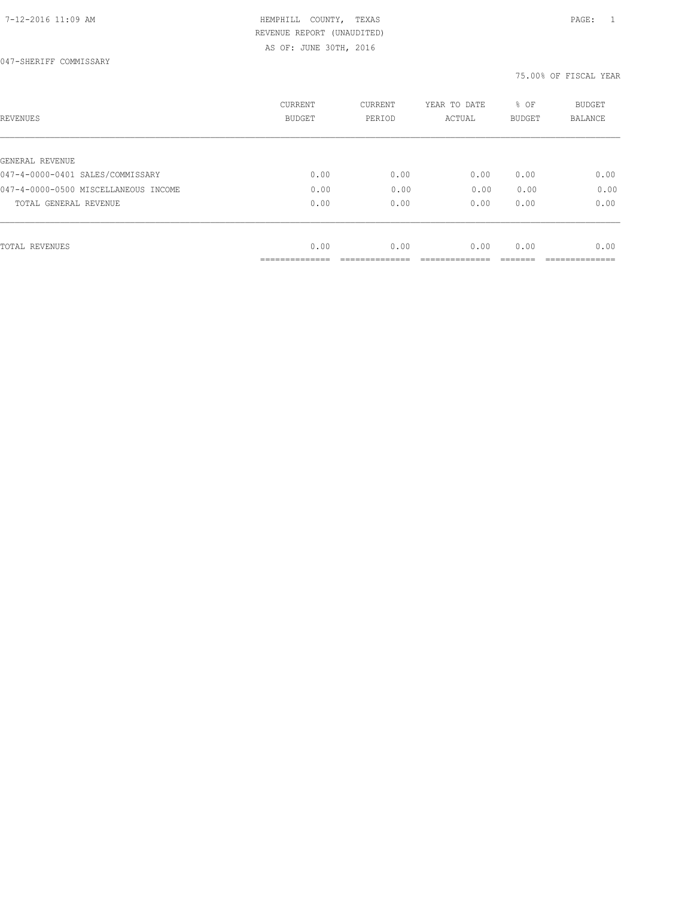HEMPHILL COUNTY, TEXAS
REVENUE REPORT (UNAUDITED)
AS OF: JUNE 30TH, 2016

047-SHERIFF COMMISSARY

75.00% OF FISCAL YEAR

| REVENUES | CURRENT BUDGET | CURRENT PERIOD | YEAR TO DATE ACTUAL | % OF BUDGET | BUDGET BALANCE |
|---|---|---|---|---|---|
| GENERAL REVENUE | | | | | |
| 047-4-0000-0401 SALES/COMMISSARY | 0.00 | 0.00 | 0.00 | 0.00 | 0.00 |
| 047-4-0000-0500 MISCELLANEOUS INCOME | 0.00 | 0.00 | 0.00 | 0.00 | 0.00 |
| TOTAL GENERAL REVENUE | 0.00 | 0.00 | 0.00 | 0.00 | 0.00 |
| TOTAL REVENUES | 0.00 | 0.00 | 0.00 | 0.00 | 0.00 |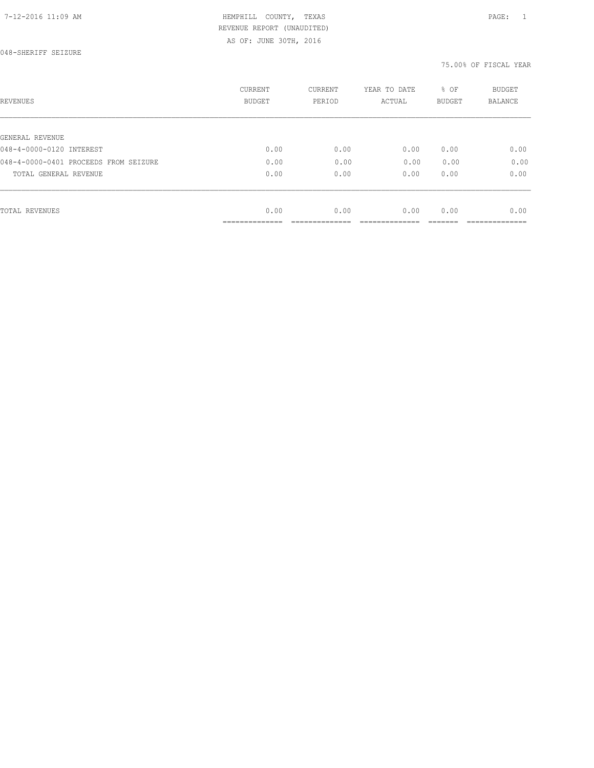7-12-2016 11:09 AM HEMPHILL COUNTY, TEXAS

REVENUE REPORT (UNAUDITED)

AS OF: JUNE 30TH, 2016

048-SHERIFF SEIZURE

75.00% OF FISCAL YEAR

| REVENUES | CURRENT BUDGET | CURRENT PERIOD | YEAR TO DATE ACTUAL | % OF BUDGET | BUDGET BALANCE |
|---|---|---|---|---|---|
| GENERAL REVENUE | | | | | |
| 048-4-0000-0120 INTEREST | 0.00 | 0.00 | 0.00 | 0.00 | 0.00 |
| 048-4-0000-0401 PROCEEDS FROM SEIZURE | 0.00 | 0.00 | 0.00 | 0.00 | 0.00 |
| TOTAL GENERAL REVENUE | 0.00 | 0.00 | 0.00 | 0.00 | 0.00 |
| TOTAL REVENUES | 0.00 | 0.00 | 0.00 | 0.00 | 0.00 |